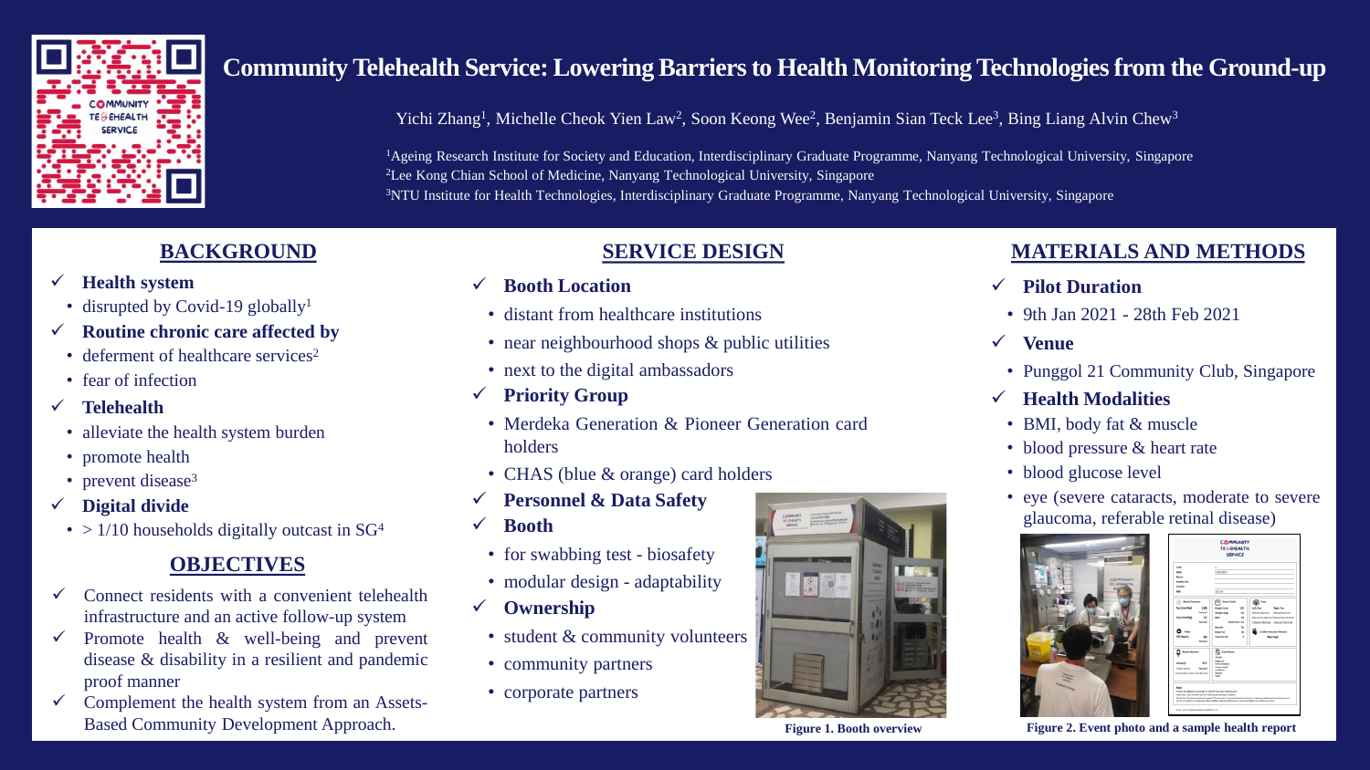# Community Telehealth Service: Lowering Barriers to Health Monitoring Technologies from the Ground-up

Yichi Zhang[1], Michelle Cheok Yien Law[2], Soon Keong Wee[2], Benjamin Sian Teck Lee[3], Bing Liang Alvin Chew[3]

[1]Ageing Research Institute for Society and Education, Interdisciplinary Graduate Programme, Nanyang Technological University, Singapore
[2]Lee Kong Chian School of Medicine, Nanyang Technological University, Singapore
[3]NTU Institute for Health Technologies, Interdisciplinary Graduate Programme, Nanyang Technological University, Singapore

## BACKGROUND

- ✓ **Health system**
  - disrupted by Covid-19 globally[1]
- ✓ **Routine chronic care affected by**
  - deferment of healthcare services[2]
  - fear of infection
- ✓ **Telehealth**
  - alleviate the health system burden
  - promote health
  - prevent disease[3]
- ✓ **Digital divide**
  - > 1/10 households digitally outcast in SG[4]

## OBJECTIVES

- ✓ Connect residents with a convenient telehealth infrastructure and an active follow-up system
- ✓ Promote health & well-being and prevent disease & disability in a resilient and pandemic proof manner
- ✓ Complement the health system from an Assets-Based Community Development Approach.

## SERVICE DESIGN

- ✓ **Booth Location**
  - distant from healthcare institutions
  - near neighbourhood shops & public utilities
  - next to the digital ambassadors
- ✓ **Priority Group**
  - Merdeka Generation & Pioneer Generation card holders
  - CHAS (blue & orange) card holders
- ✓ **Personnel & Data Safety**
- ✓ **Booth**
  - for swabbing test - biosafety
  - modular design - adaptability
- ✓ **Ownership**
  - student & community volunteers
  - community partners
  - corporate partners

Figure 1. Booth overview

## MATERIALS AND METHODS

- ✓ **Pilot Duration**
  - 9th Jan 2021 - 28th Feb 2021
- ✓ **Venue**
  - Punggol 21 Community Club, Singapore
- ✓ **Health Modalities**
  - BMI, body fat & muscle
  - blood pressure & heart rate
  - blood glucose level
  - eye (severe cataracts, moderate to severe glaucoma, referable retinal disease)

Figure 2. Event photo and a sample health report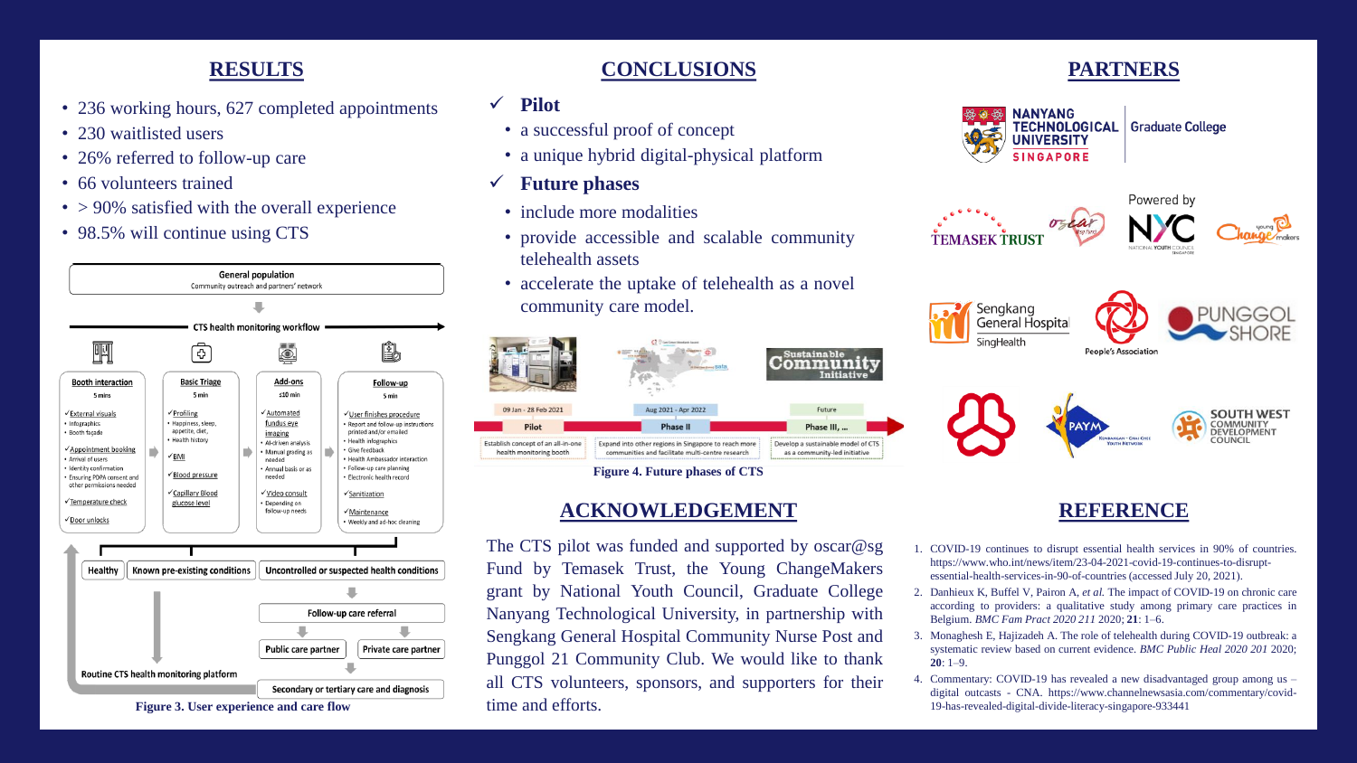## RESULTS

- 236 working hours, 627 completed appointments
- 230 waitlisted users
- 26% referred to follow-up care
- 66 volunteers trained
- > 90% satisfied with the overall experience
- 98.5% will continue using CTS

General population
Community outreach and partners' network

CTS health monitoring workflow

Booth interaction
5 mins
✓External visuals
- Infographics
- Booth façade
✓Appointment booking
- Arrival of users
- Identity confirmation
- Ensuring PDPA consent and other permissions needed
✓Temperature check
✓Door unlocks

Basic Triage
5 min
✓Profiling
- Happiness, sleep, appetite, diet,
- Health history
✓BMI
✓Blood pressure
✓Capillary Blood glucose level

Add-ons
≤10 min
✓Automated fundus eye imaging
- AI-driven analysis
- Manual grading as needed
- Annual basis or as needed
✓Video consult
- Depending on follow-up needs

Follow-up
5 min
✓User finishes procedure
- Report and follow-up instructions printed and/or emailed
- Health infographics
- Give feedback
- Health Ambassador interaction
- Follow-up care planning
- Electronic health record
✓Sanitization
✓Maintenance
- Weekly and ad-hoc cleaning

Healthy | Known pre-existing conditions | Uncontrolled or suspected health conditions

Follow-up care referral

Public care partner | Private care partner

Routine CTS health monitoring platform

Secondary or tertiary care and diagnosis

**Figure 3. User experience and care flow**

## CONCLUSIONS

✓ **Pilot**
- a successful proof of concept
- a unique hybrid digital-physical platform

✓ **Future phases**
- include more modalities
- provide accessible and scalable community telehealth assets
- accelerate the uptake of telehealth as a novel community care model.

Sustainable Community Initiative

09 Jan - 28 Feb 2021 | Aug 2021 - Apr 2022 | Future

Pilot | Phase II | Phase III, ...

Establish concept of an all-in-one health monitoring booth | Expand into other regions in Singapore to reach more communities and facilitate multi-centre research | Develop a sustainable model of CTS as a community-led initiative

**Figure 4. Future phases of CTS**

## ACKNOWLEDGEMENT

The CTS pilot was funded and supported by oscar@sg Fund by Temasek Trust, the Young ChangeMakers grant by National Youth Council, Graduate College Nanyang Technological University, in partnership with Sengkang General Hospital Community Nurse Post and Punggol 21 Community Club. We would like to thank all CTS volunteers, sponsors, and supporters for their time and efforts.

## PARTNERS

Nanyang Technological University Singapore | Graduate College

Powered by

Temasek Trust | oscar@sg fund | NYC National Youth Council Singapore | young ChangeMakers

Sengkang General Hospital SingHealth | People's Association | Punggol Shore

PAYM Kumpulan – Chai Chee Youth Network | South West Community Development Council

## REFERENCE

1. COVID-19 continues to disrupt essential health services in 90% of countries. https://www.who.int/news/item/23-04-2021-covid-19-continues-to-disrupt-essential-health-services-in-90-of-countries (accessed July 20, 2021).
2. Danhieux K, Buffel V, Pairon A, *et al.* The impact of COVID-19 on chronic care according to providers: a qualitative study among primary care practices in Belgium. *BMC Fam Pract 2020 211* 2020; **21**: 1–6.
3. Monaghesh E, Hajizadeh A. The role of telehealth during COVID-19 outbreak: a systematic review based on current evidence. *BMC Public Heal 2020 201* 2020; **20**: 1–9.
4. Commentary: COVID-19 has revealed a new disadvantaged group among us – digital outcasts - CNA. https://www.channelnewsasia.com/commentary/covid-19-has-revealed-digital-divide-literacy-singapore-933441